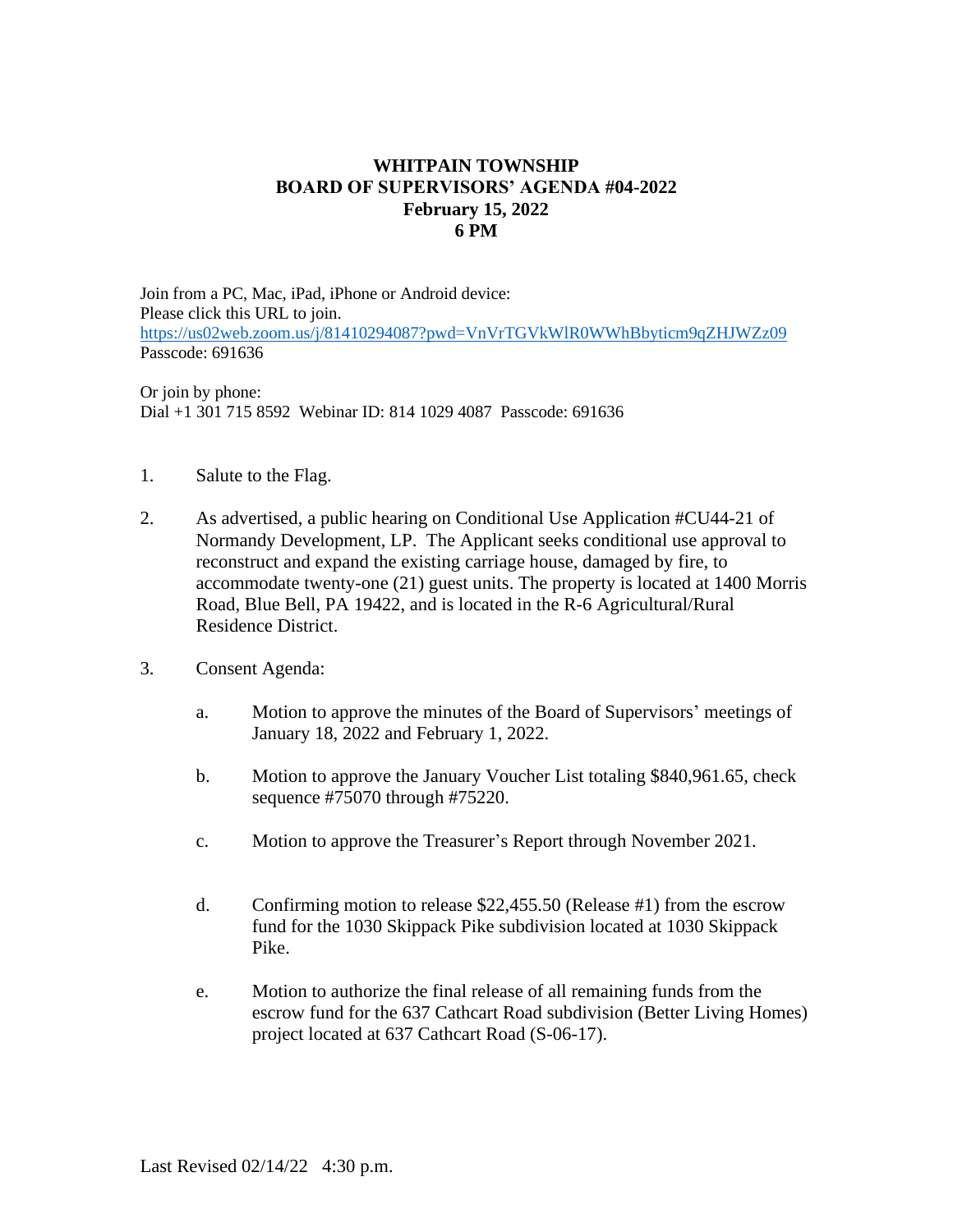# WHITPAIN TOWNSHIP
## BOARD OF SUPERVISORS' AGENDA #04-2022
### February 15, 2022
### 6 PM

Join from a PC, Mac, iPad, iPhone or Android device:
Please click this URL to join.
https://us02web.zoom.us/j/81410294087?pwd=VnVrTGVkWlR0WWhBbyticm9qZHJWZz09
Passcode: 691636

Or join by phone:
Dial +1 301 715 8592 Webinar ID: 814 1029 4087 Passcode: 691636

1. Salute to the Flag.

2. As advertised, a public hearing on Conditional Use Application #CU44-21 of Normandy Development, LP. The Applicant seeks conditional use approval to reconstruct and expand the existing carriage house, damaged by fire, to accommodate twenty-one (21) guest units. The property is located at 1400 Morris Road, Blue Bell, PA 19422, and is located in the R-6 Agricultural/Rural Residence District.

3. Consent Agenda:

   a. Motion to approve the minutes of the Board of Supervisors' meetings of January 18, 2022 and February 1, 2022.

   b. Motion to approve the January Voucher List totaling $840,961.65, check sequence #75070 through #75220.

   c. Motion to approve the Treasurer's Report through November 2021.

   d. Confirming motion to release $22,455.50 (Release #1) from the escrow fund for the 1030 Skippack Pike subdivision located at 1030 Skippack Pike.

   e. Motion to authorize the final release of all remaining funds from the escrow fund for the 637 Cathcart Road subdivision (Better Living Homes) project located at 637 Cathcart Road (S-06-17).

Last Revised 02/14/22 4:30 p.m.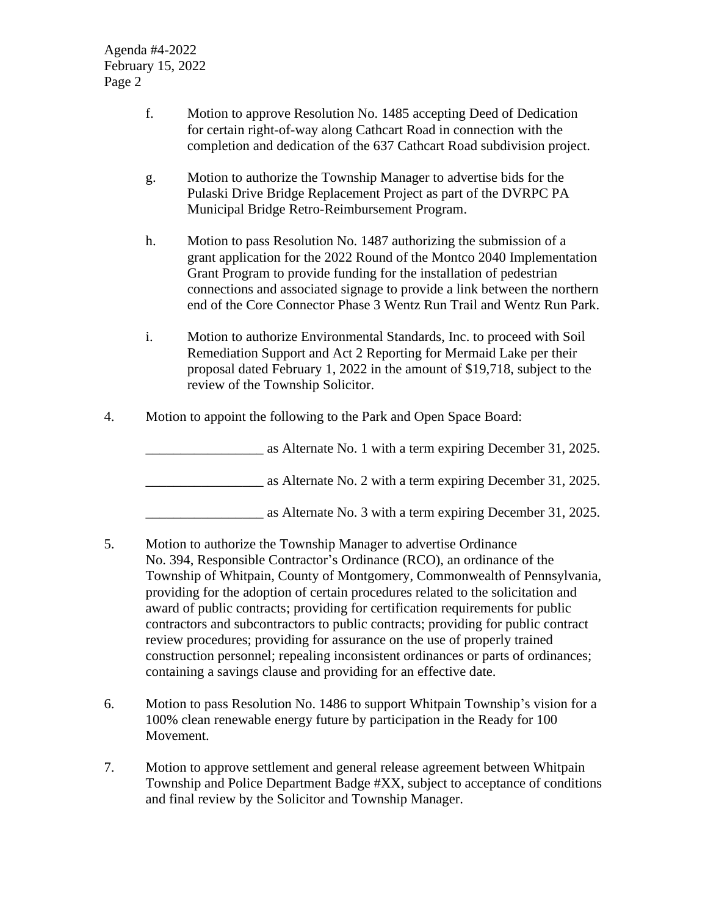f. Motion to approve Resolution No. 1485 accepting Deed of Dedication for certain right-of-way along Cathcart Road in connection with the completion and dedication of the 637 Cathcart Road subdivision project.

g. Motion to authorize the Township Manager to advertise bids for the Pulaski Drive Bridge Replacement Project as part of the DVRPC PA Municipal Bridge Retro-Reimbursement Program.

h. Motion to pass Resolution No. 1487 authorizing the submission of a grant application for the 2022 Round of the Montco 2040 Implementation Grant Program to provide funding for the installation of pedestrian connections and associated signage to provide a link between the northern end of the Core Connector Phase 3 Wentz Run Trail and Wentz Run Park.

i. Motion to authorize Environmental Standards, Inc. to proceed with Soil Remediation Support and Act 2 Reporting for Mermaid Lake per their proposal dated February 1, 2022 in the amount of $19,718, subject to the review of the Township Solicitor.

4. Motion to appoint the following to the Park and Open Space Board:

   _________________ as Alternate No. 1 with a term expiring December 31, 2025.

   _________________ as Alternate No. 2 with a term expiring December 31, 2025.

   _________________ as Alternate No. 3 with a term expiring December 31, 2025.

5. Motion to authorize the Township Manager to advertise Ordinance No. 394, Responsible Contractor's Ordinance (RCO), an ordinance of the Township of Whitpain, County of Montgomery, Commonwealth of Pennsylvania, providing for the adoption of certain procedures related to the solicitation and award of public contracts; providing for certification requirements for public contractors and subcontractors to public contracts; providing for public contract review procedures; providing for assurance on the use of properly trained construction personnel; repealing inconsistent ordinances or parts of ordinances; containing a savings clause and providing for an effective date.

6. Motion to pass Resolution No. 1486 to support Whitpain Township's vision for a 100% clean renewable energy future by participation in the Ready for 100 Movement.

7. Motion to approve settlement and general release agreement between Whitpain Township and Police Department Badge #XX, subject to acceptance of conditions and final review by the Solicitor and Township Manager.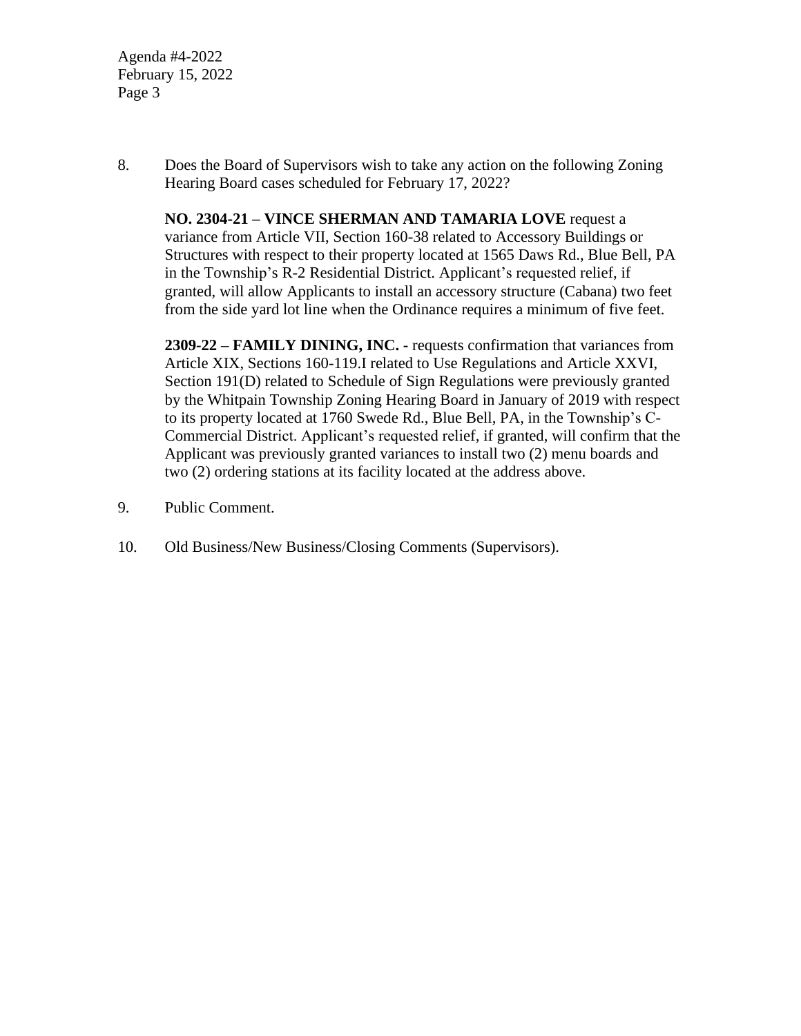8. Does the Board of Supervisors wish to take any action on the following Zoning Hearing Board cases scheduled for February 17, 2022?

   **NO. 2304-21 – VINCE SHERMAN AND TAMARIA LOVE** request a variance from Article VII, Section 160-38 related to Accessory Buildings or Structures with respect to their property located at 1565 Daws Rd., Blue Bell, PA in the Township's R-2 Residential District. Applicant's requested relief, if granted, will allow Applicants to install an accessory structure (Cabana) two feet from the side yard lot line when the Ordinance requires a minimum of five feet.

   **2309-22 – FAMILY DINING, INC. -** requests confirmation that variances from Article XIX, Sections 160-119.I related to Use Regulations and Article XXVI, Section 191(D) related to Schedule of Sign Regulations were previously granted by the Whitpain Township Zoning Hearing Board in January of 2019 with respect to its property located at 1760 Swede Rd., Blue Bell, PA, in the Township's C-Commercial District. Applicant's requested relief, if granted, will confirm that the Applicant was previously granted variances to install two (2) menu boards and two (2) ordering stations at its facility located at the address above.

9. Public Comment.

10. Old Business/New Business/Closing Comments (Supervisors).